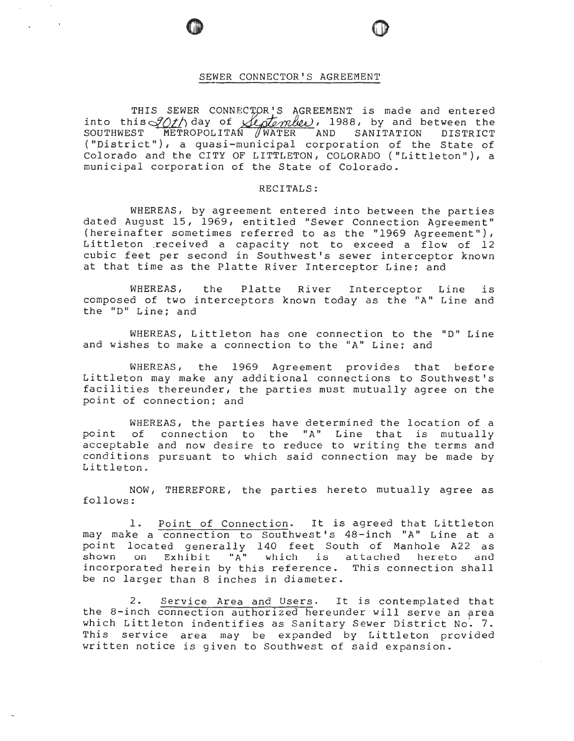## SEWER CONNECTOR'S AGREEMENT

THIS SEWER CONNECTOR'S AGREEMENT is made and entered into this 20th day of September, 1988, by and between the SOUTHWEST METROPOLITAN WATER AND SANITATION DISTRICT ("District"), a quasi-municipal corporation of the State of Colorado and the CITY OF LITTLETON, COLORADO ("Littleton"), a municipal corporation of the State of Colorado.

### RECITALS:

WHEREAS, by agreement entered into between the parties dated August 15, 1969, entitled "Sewer Connection Agreement" (hereinafter sometimes referred to as the "1969 Agreement"), Littleton received a capacity not to exceed a flow of 12 cubic feet per second in Southwest's sewer interceptor known at that time as the Platte River Interceptor Line; and

WHEREAS, the Platte River Interceptor Line is composed of two interceptors known today as the "A" Line and the "D" Line; and

WHEREAS, Littleton has one connection to the "D" Line and wishes to make a connection to the "A" Line; and

WHEREAS, the 1969 Agreement provides that before Littleton may make any additional connections to Southwest's facilities thereunder, the parties must mutually agree on the point of connection; and

WHEREAS, the parties have determined the location of a point of connection to the "A" Line that is mutually acceptable and now desire to reduce to writing the terms and conditions pursuant to which said connection may be made by Littleton.

NOW, THEREFORE, the parties hereto mutually agree as follows:

1. Point of Connection. It is agreed that Littleton may make a connection to Southwest's 48-inch "A" Line at a point located generally 140 feet South of Manhole A22 as shown on Exhibit "A" which is attached hereto and incorporated herein by this reference. This connection shall be no larger than 8 inches in diameter.

2. Service Area and Users. It is contemplated that the 8-inch connection authorized hereunder will serve an area which Littleton indentifies as Sanitary Sewer District No. 7. This service area may be expanded by Littleton provided written notice is given to Southwest of said expansion.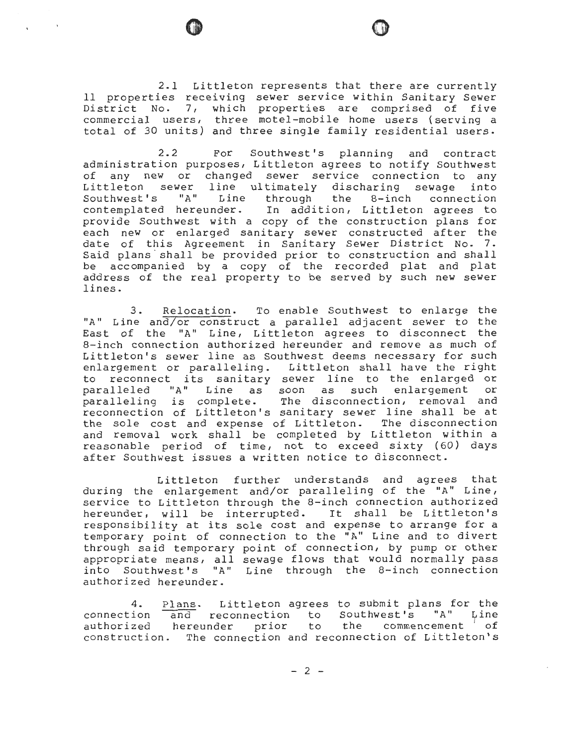2.1 Littleton represents that there are currently 11 properties receiving sewer service within Sanitary Sewer District No. 7, which properties are comprised of five commercial users, three motel-mobile home users (serving a total of 30 units) and three single family residential users.

2.2 For Southwest's planning and contract administration purposes, Littleton agrees to notify Southwest of any new or changed sewer service connection to any Littleton sewer line ultimately discharing sewage into Southwest's "A" Line through the 8-inch connection contemplated hereunder. In addition, Littleton agrees to provide Southwest with a copy of the construction plans for each new or enlarged sanitary sewer constructed after the date of this Agreement in Sanitary Sewer District No. 7. Said plans shall be provided prior to construction and shall be accompanied by a copy of the recorded plat and plat address of the real property to be served by such new sewer lines.

3. Relocation. To enable Southwest to enlarge the "A" Line and/or construct a parallel adjacent sewer to the East of the "A" Line, Littleton agrees to disconnect the 8-inch connection authorized hereunder and remove as much of Littleton's sewer line as Southwest deems necessary for such enlargement or paralleling. Littleton shall have the right to reconnect its sanitary sewer line to the enlarged or paralleled "A" Line as soon as such enlargement or paralleling is complete. The disconnection, removal and reconnection of Littleton's sanitary sewer line shall be at the sole cost and expense of Littleton. The disconnection and removal work shall be completed by Littleton within a reasonable period of time, not to exceed sixty (60) days after Southwest issues a written notice to disconnect.

Littleton further understands and agrees that during the enlargement and/or paralleling of the "A" Line, service to Littleton through the 8-inch connection authorized hereunder, will be interrupted. It shall be Littleton's responsibility at its sole cost and expense to arrange for a temporary point of connection to the "A" Line and to divert through said temporary point of connection, by pump or other appropriate means, all sewage flows that would normally pass into Southwest's "A" Line through the 8-inch connection authorized hereunder.

4. Plans. Littleton agrees to submit plans for the connection and reconnection to Southwest's "A" Line authorized hereunder prior to the commencement of construction. The connection and reconnection of Littleton's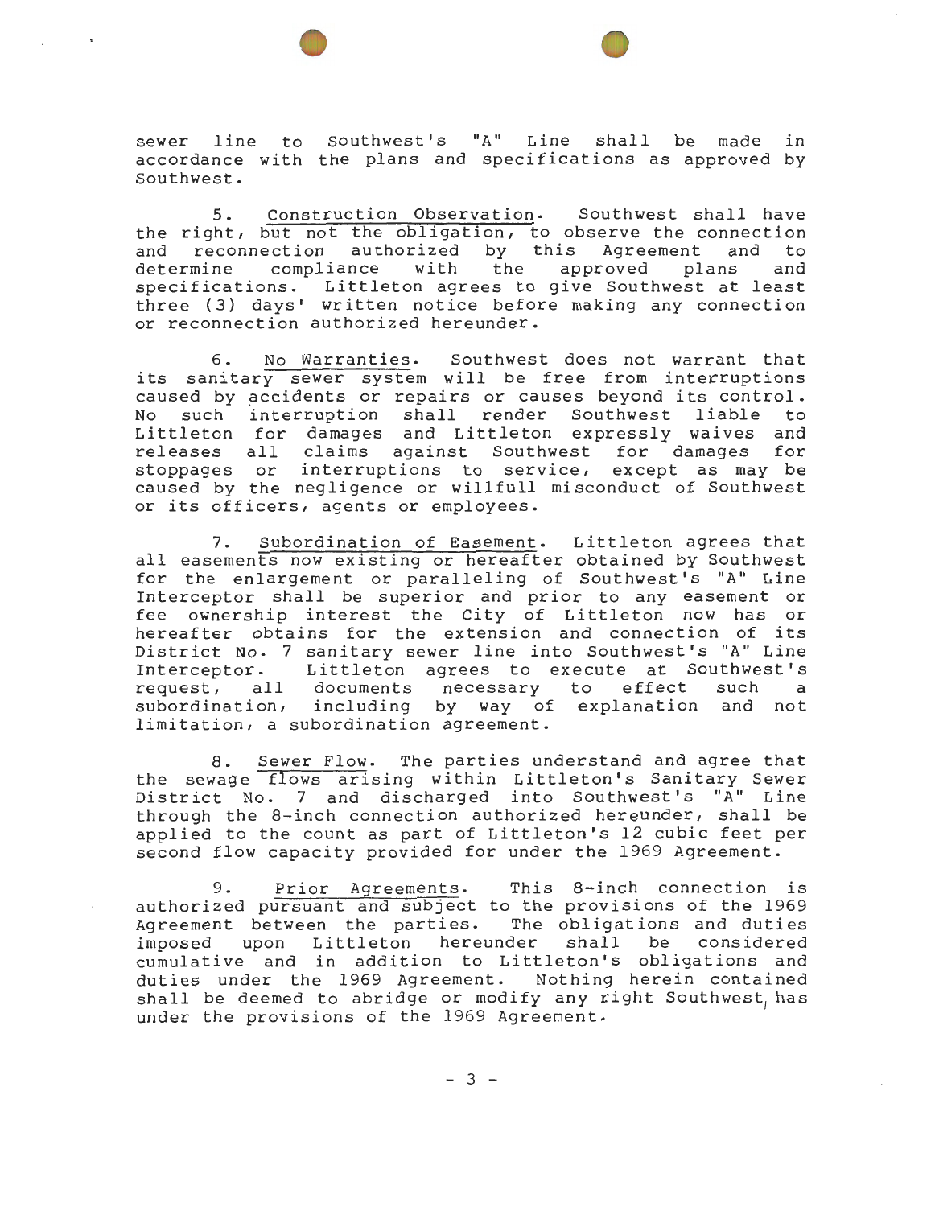sewer line to Southwest's "A" Line shall be made in accordance with the plans and specifications as approved by Southwest.

5. Construction Observation. Southwest shall have the right, but not the obligation, to observe the connection and reconnection authorized by this Agreement and to determine compliance with the approved plans and specifications. Littleton agrees to give Southwest at least three (3) days' written notice before making any connection or reconnection authorized hereunder.

6. No Warranties. Southwest does not warrant that its sanitary sewer system will be free from interruptions caused by accidents or repairs or causes beyond its control. No such interruption shall render Southwest liable to Littleton for damages and Littleton expressly waives and releases all claims against Southwest for damages for stoppages or interruptions to service, except as may be caused by the negligence or willfull misconduct of Southwest or its officers, agents or employees.

7. Subordination of Easement. Littleton agrees that all easements now existing or hereafter obtained by Southwest for the enlargement or paralleling of Southwest's "A" Line Interceptor shall be superior and prior to any easement or fee ownership interest the City of Littleton now has or hereafter obtains for the extension and connection of its District No. 7 sanitary sewer line into Southwest's "A" Line Interceptor. Littleton agrees to execute at Southwest's request, all documents necessary to effect such a subordination, including by way of explanation and not limitation, a subordination agreement.

8. Sewer Flow. The parties understand and agree that the sewage flows arising within Littleton's Sanitary Sewer District No. 7 and discharged into Southwest's "A" Line through the 8-inch connection authorized hereunder, shall be applied to the count as part of Littleton's 12 cubic feet per second flow capacity provided for under the 1969 Agreement.

9. Prior Agreements. This 8-inch connection is authorized pursuant and subject to the provisions of the 1969 Agreement between the parties. The obligations and duties imposed upon Littleton hereunder shall be considered cumulative and in addition to Littleton's obligations and duties under the 1969 Agreement. Nothing herein contained shall be deemed to abridge or modify any right Southwest has under the provisions of the 1969 Agreement.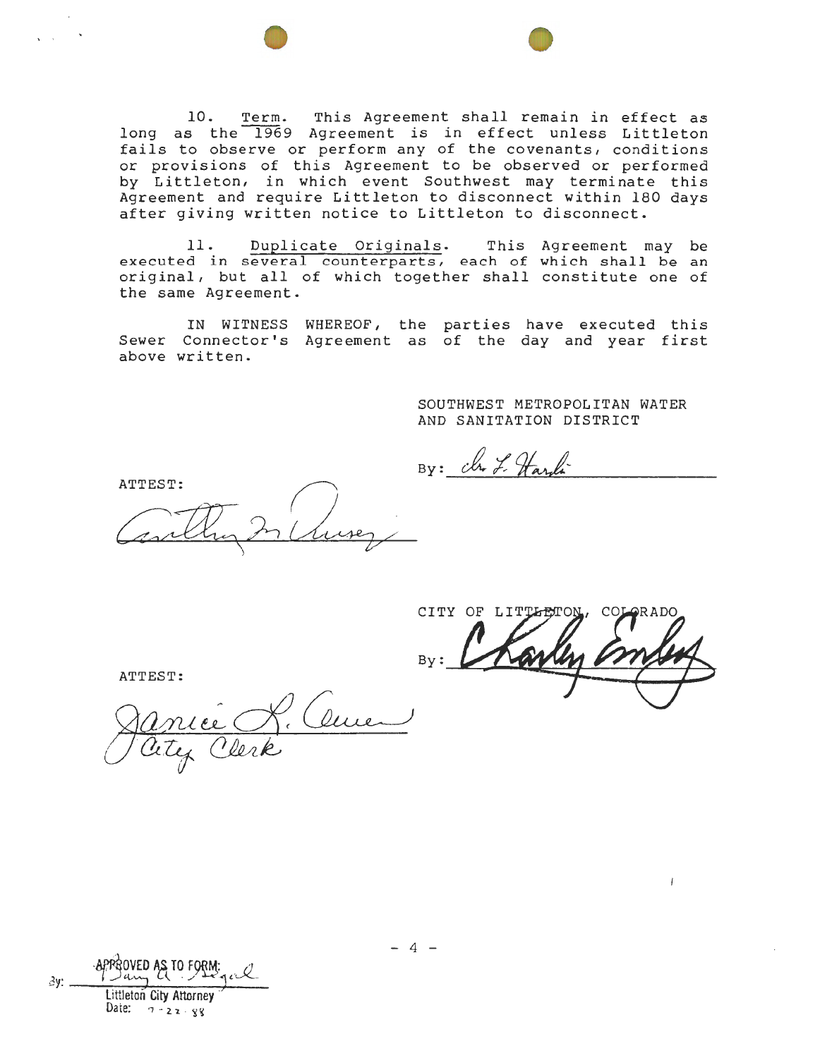10. Term. This Agreement shall remain in effect as long as the 1969 Agreement is in effect unless Littleton fails to observe or perform any of the covenants, conditions or provisions of this Agreement to be observed or performed by Littleton, in which event Southwest may terminate this Agreement and require Littleton to disconnect within 180 days after giving written notice to Littleton to disconnect.

11. Duplicate Originals. This Agreement may be executed in several counterparts, each of which shall be an original, but all of which together shall constitute one of the same Agreement.

IN WITNESS WHEREOF, the parties have executed this Sewer Connector's Agreement as of the day and year first above written.

SOUTHWEST METROPOLITAN WATER AND SANITATION DISTRICT

By: ______________________

ATTEST:

______________________

CITY OF LITTLETON, COLORADO

By: ______________________

ATTEST:

______________________
City Clerk

APPROVED AS TO FORM:

By: ______________________
Littleton City Attorney
Date: 7-22-88